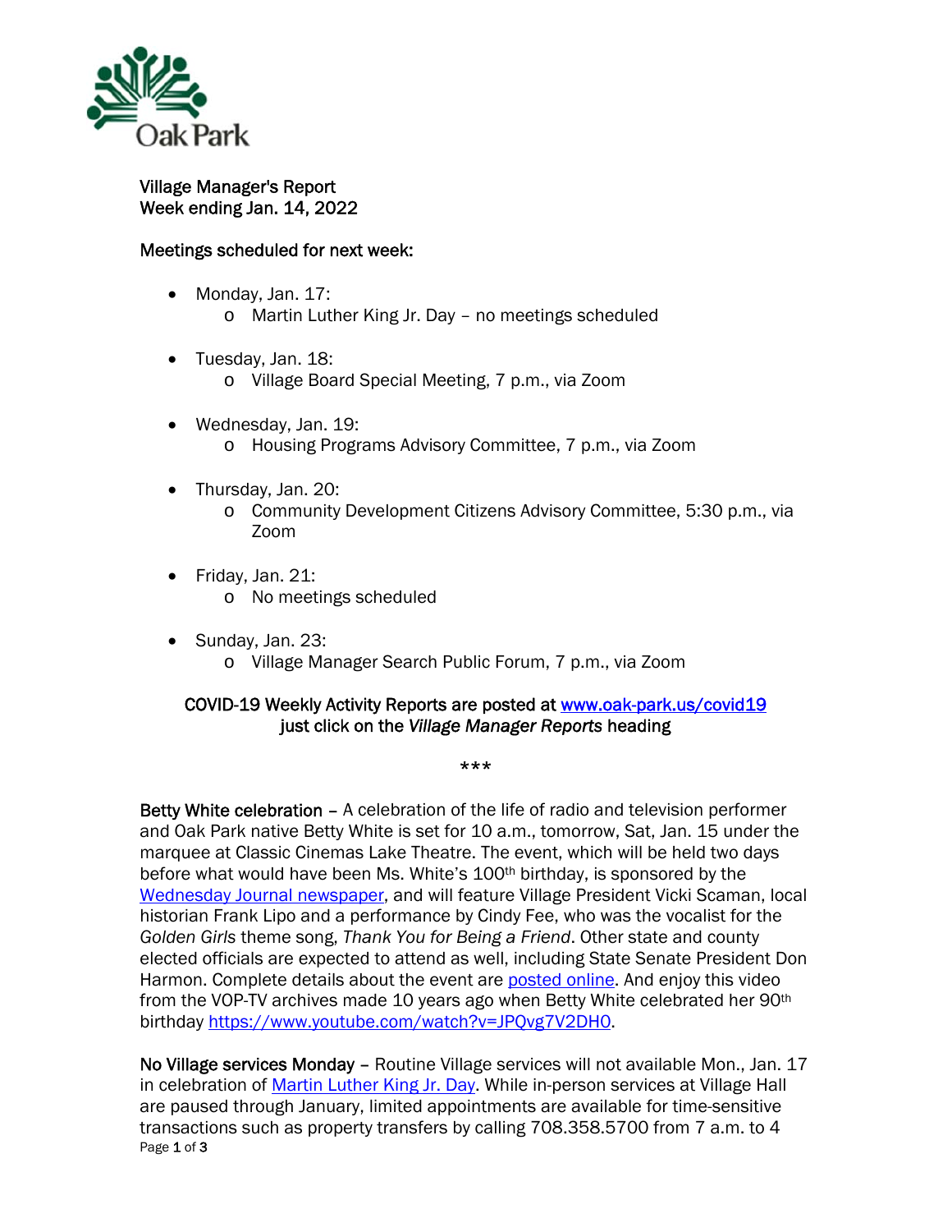Village Manager's Report
Week ending Jan. 14, 2022

Meetings scheduled for next week:

- Monday, Jan. 17:
  - Martin Luther King Jr. Day – no meetings scheduled
- Tuesday, Jan. 18:
  - Village Board Special Meeting, 7 p.m., via Zoom
- Wednesday, Jan. 19:
  - Housing Programs Advisory Committee, 7 p.m., via Zoom
- Thursday, Jan. 20:
  - Community Development Citizens Advisory Committee, 5:30 p.m., via Zoom
- Friday, Jan. 21:
  - No meetings scheduled
- Sunday, Jan. 23:
  - Village Manager Search Public Forum, 7 p.m., via Zoom

COVID-19 Weekly Activity Reports are posted at www.oak-park.us/covid19 just click on the *Village Manager Reports* heading

***

**Betty White celebration** – A celebration of the life of radio and television performer and Oak Park native Betty White is set for 10 a.m., tomorrow, Sat, Jan. 15 under the marquee at Classic Cinemas Lake Theatre. The event, which will be held two days before what would have been Ms. White's 100th birthday, is sponsored by the Wednesday Journal newspaper, and will feature Village President Vicki Scaman, local historian Frank Lipo and a performance by Cindy Fee, who was the vocalist for the *Golden Girls* theme song, *Thank You for Being a Friend*. Other state and county elected officials are expected to attend as well, including State Senate President Don Harmon. Complete details about the event are posted online. And enjoy this video from the VOP-TV archives made 10 years ago when Betty White celebrated her 90th birthday https://www.youtube.com/watch?v=JPQvg7V2DH0.

**No Village services Monday** – Routine Village services will not available Mon., Jan. 17 in celebration of Martin Luther King Jr. Day. While in-person services at Village Hall are paused through January, limited appointments are available for time-sensitive transactions such as property transfers by calling 708.358.5700 from 7 a.m. to 4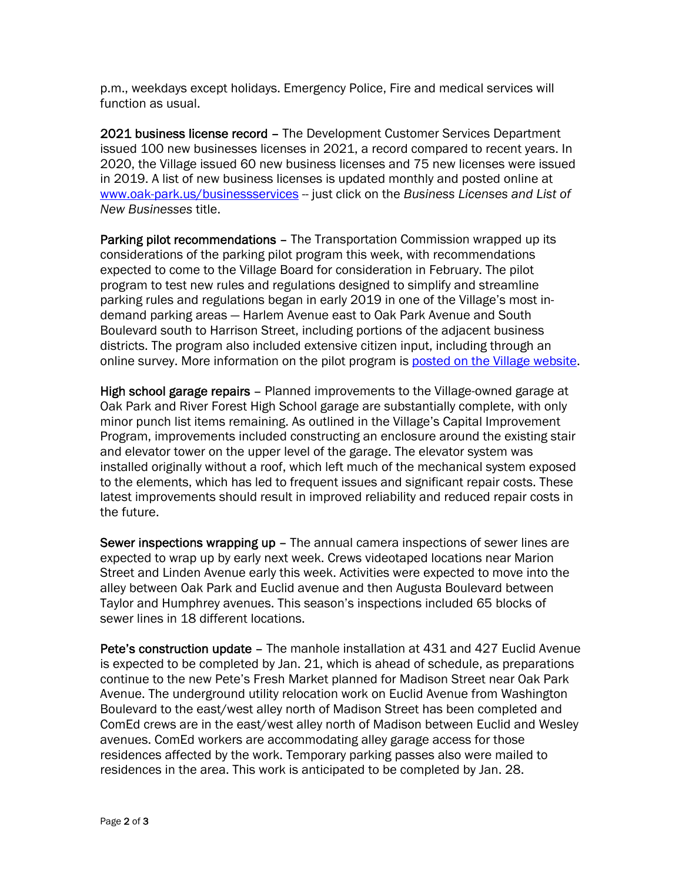p.m., weekdays except holidays. Emergency Police, Fire and medical services will function as usual.

**2021 business license record** – The Development Customer Services Department issued 100 new businesses licenses in 2021, a record compared to recent years. In 2020, the Village issued 60 new business licenses and 75 new licenses were issued in 2019. A list of new business licenses is updated monthly and posted online at [www.oak-park.us/businessservices](www.oak-park.us/businessservices) -- just click on the *Business Licenses and List of New Businesses* title.

**Parking pilot recommendations** – The Transportation Commission wrapped up its considerations of the parking pilot program this week, with recommendations expected to come to the Village Board for consideration in February. The pilot program to test new rules and regulations designed to simplify and streamline parking rules and regulations began in early 2019 in one of the Village's most in-demand parking areas — Harlem Avenue east to Oak Park Avenue and South Boulevard south to Harrison Street, including portions of the adjacent business districts. The program also included extensive citizen input, including through an online survey. More information on the pilot program is posted on the Village website.

**High school garage repairs** – Planned improvements to the Village-owned garage at Oak Park and River Forest High School garage are substantially complete, with only minor punch list items remaining. As outlined in the Village's Capital Improvement Program, improvements included constructing an enclosure around the existing stair and elevator tower on the upper level of the garage. The elevator system was installed originally without a roof, which left much of the mechanical system exposed to the elements, which has led to frequent issues and significant repair costs. These latest improvements should result in improved reliability and reduced repair costs in the future.

**Sewer inspections wrapping up** – The annual camera inspections of sewer lines are expected to wrap up by early next week. Crews videotaped locations near Marion Street and Linden Avenue early this week. Activities were expected to move into the alley between Oak Park and Euclid avenue and then Augusta Boulevard between Taylor and Humphrey avenues. This season's inspections included 65 blocks of sewer lines in 18 different locations.

**Pete's construction update** – The manhole installation at 431 and 427 Euclid Avenue is expected to be completed by Jan. 21, which is ahead of schedule, as preparations continue to the new Pete's Fresh Market planned for Madison Street near Oak Park Avenue. The underground utility relocation work on Euclid Avenue from Washington Boulevard to the east/west alley north of Madison Street has been completed and ComEd crews are in the east/west alley north of Madison between Euclid and Wesley avenues. ComEd workers are accommodating alley garage access for those residences affected by the work. Temporary parking passes also were mailed to residences in the area. This work is anticipated to be completed by Jan. 28.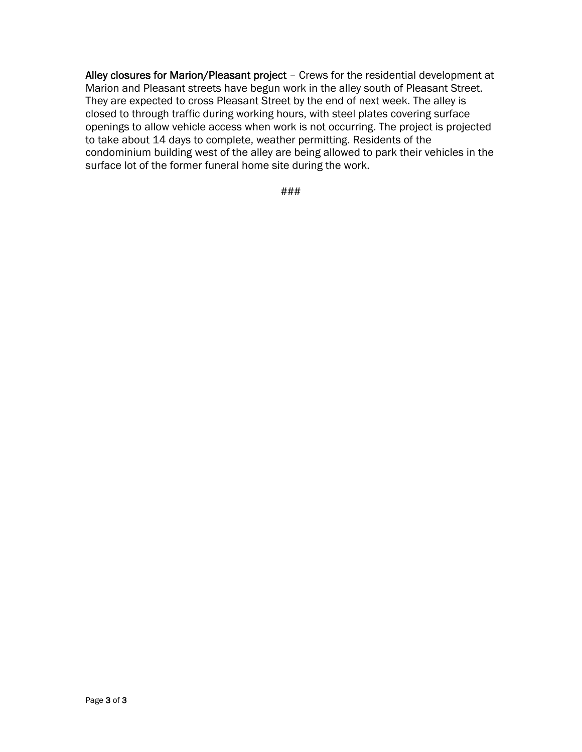**Alley closures for Marion/Pleasant project** – Crews for the residential development at Marion and Pleasant streets have begun work in the alley south of Pleasant Street. They are expected to cross Pleasant Street by the end of next week. The alley is closed to through traffic during working hours, with steel plates covering surface openings to allow vehicle access when work is not occurring. The project is projected to take about 14 days to complete, weather permitting. Residents of the condominium building west of the alley are being allowed to park their vehicles in the surface lot of the former funeral home site during the work.

###